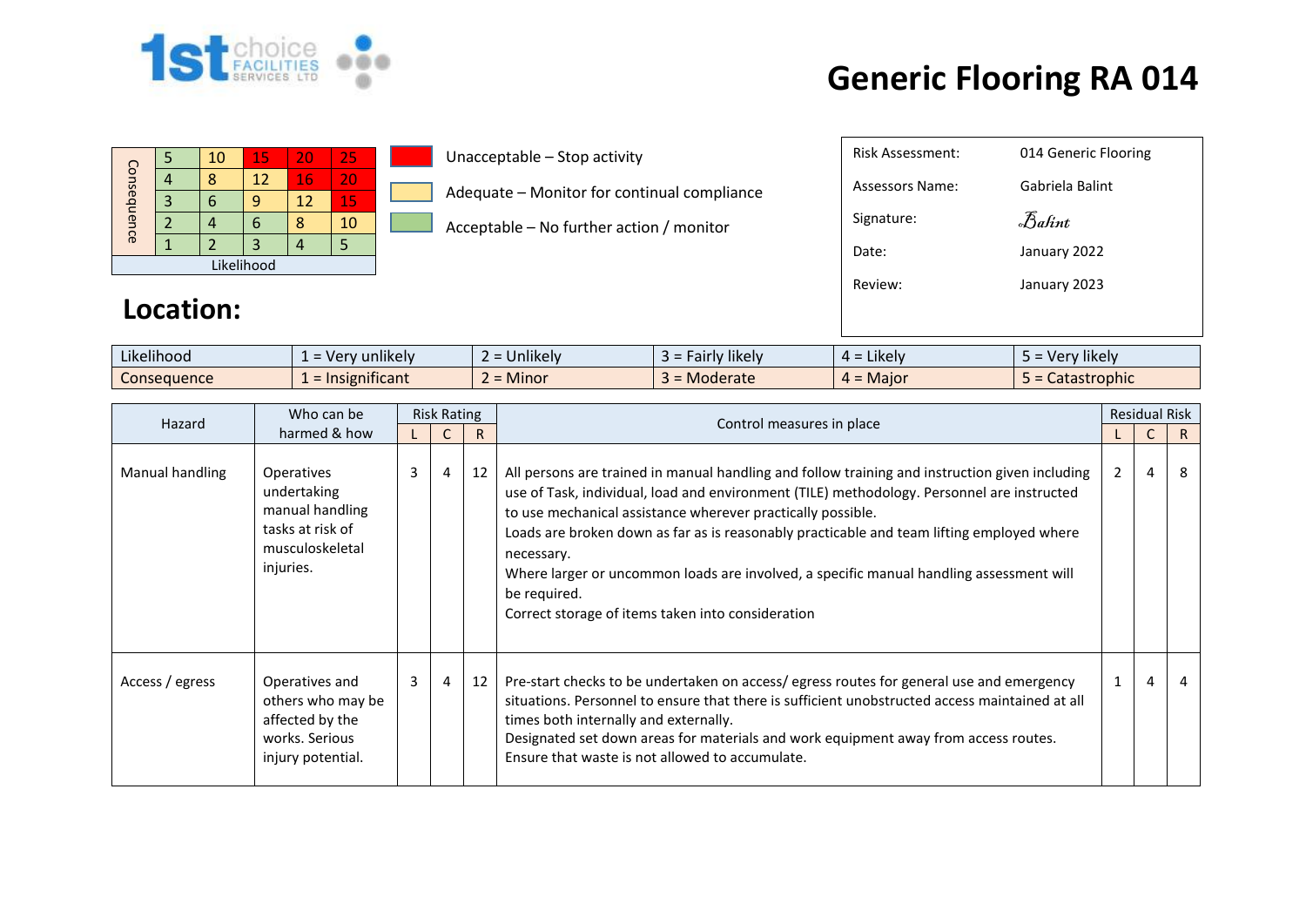# Generic Flooring RA 014

| Consequence | | | | | |
|---|---|---|---|---|---|
| | 5 | 10 | 15 | 20 | 25 |
| | 4 | 8 | 12 | 16 | 20 |
| | 3 | 6 | 9 | 12 | 15 |
| | 2 | 4 | 6 | 8 | 10 |
| | 1 | 2 | 3 | 4 | 5 |
| Likelihood | | | | | |

- Unacceptable – Stop activity
- Adequate – Monitor for continual compliance
- Acceptable – No further action / monitor

| | |
|---|---|
| Risk Assessment: | 014 Generic Flooring |
| Assessors Name: | Gabriela Balint |
| Signature: | Balint |
| Date: | January 2022 |
| Review: | January 2023 |

## Location:

| | | | | | |
|---|---|---|---|---|---|
| Likelihood | 1 = Very unlikely | 2 = Unlikely | 3 = Fairly likely | 4 = Likely | 5 = Very likely |
| Consequence | 1 = Insignificant | 2 = Minor | 3 = Moderate | 4 = Major | 5 = Catastrophic |

| Hazard | Who can be harmed & how | Risk Rating | | | Control measures in place | Residual Risk | | |
|---|---|---|---|---|---|---|---|---|
| | | L | C | R | | L | C | R |
| Manual handling | Operatives undertaking manual handling tasks at risk of musculoskeletal injuries. | 3 | 4 | 12 | All persons are trained in manual handling and follow training and instruction given including use of Task, individual, load and environment (TILE) methodology. Personnel are instructed to use mechanical assistance wherever practically possible.<br>Loads are broken down as far as is reasonably practicable and team lifting employed where necessary.<br>Where larger or uncommon loads are involved, a specific manual handling assessment will be required.<br>Correct storage of items taken into consideration | 2 | 4 | 8 |
| Access / egress | Operatives and others who may be affected by the works. Serious injury potential. | 3 | 4 | 12 | Pre-start checks to be undertaken on access/ egress routes for general use and emergency situations. Personnel to ensure that there is sufficient unobstructed access maintained at all times both internally and externally.<br>Designated set down areas for materials and work equipment away from access routes.<br>Ensure that waste is not allowed to accumulate. | 1 | 4 | 4 |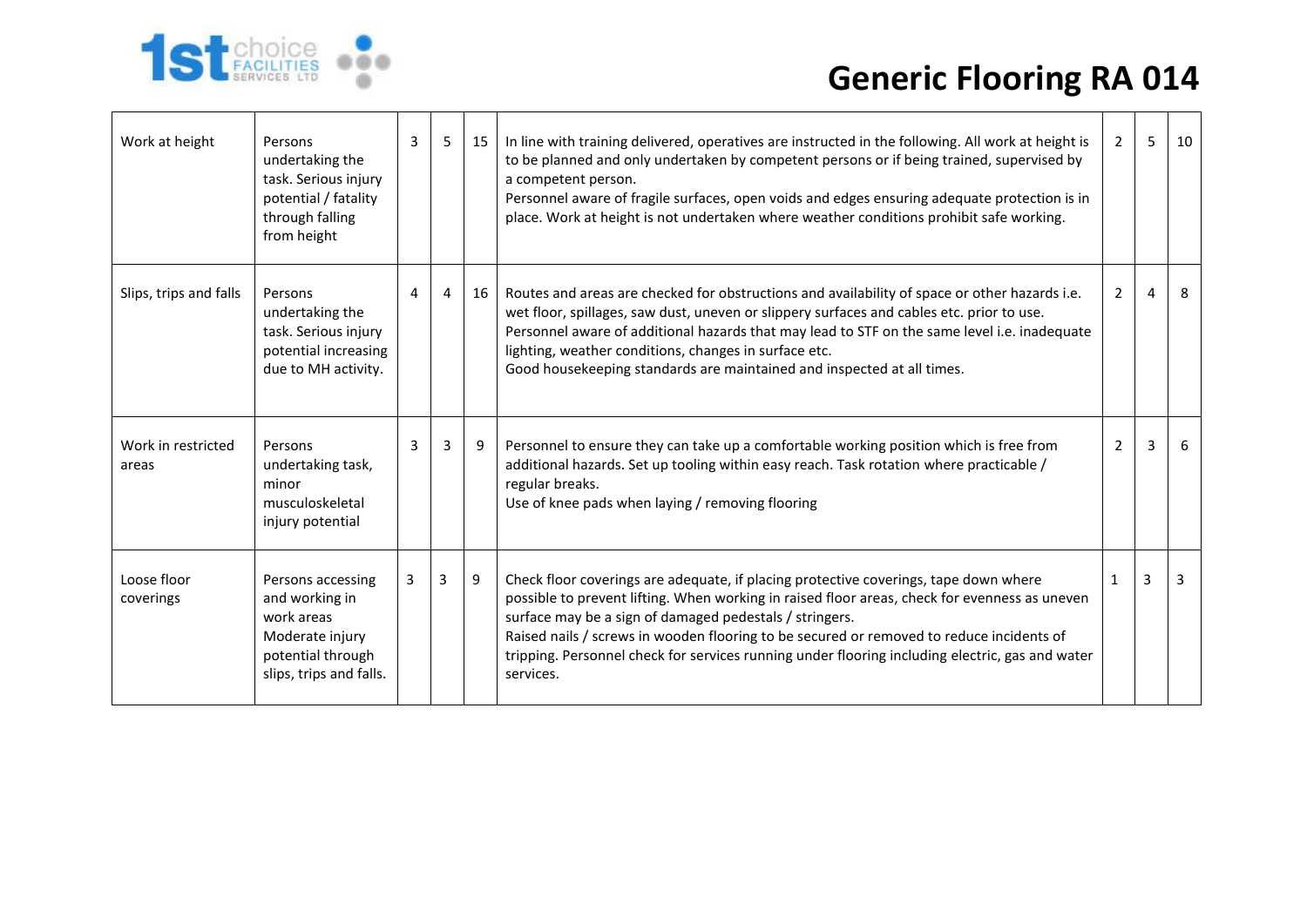| | | | | | | | | |
|---|---|---|---|---|---|---|---|---|
| Work at height | Persons undertaking the task. Serious injury potential / fatality through falling from height | 3 | 5 | 15 | In line with training delivered, operatives are instructed in the following. All work at height is to be planned and only undertaken by competent persons or if being trained, supervised by a competent person.<br>Personnel aware of fragile surfaces, open voids and edges ensuring adequate protection is in place. Work at height is not undertaken where weather conditions prohibit safe working. | 2 | 5 | 10 |
| Slips, trips and falls | Persons undertaking the task. Serious injury potential increasing due to MH activity. | 4 | 4 | 16 | Routes and areas are checked for obstructions and availability of space or other hazards i.e. wet floor, spillages, saw dust, uneven or slippery surfaces and cables etc. prior to use.<br>Personnel aware of additional hazards that may lead to STF on the same level i.e. inadequate lighting, weather conditions, changes in surface etc.<br>Good housekeeping standards are maintained and inspected at all times. | 2 | 4 | 8 |
| Work in restricted areas | Persons undertaking task, minor musculoskeletal injury potential | 3 | 3 | 9 | Personnel to ensure they can take up a comfortable working position which is free from additional hazards. Set up tooling within easy reach. Task rotation where practicable / regular breaks.<br>Use of knee pads when laying / removing flooring | 2 | 3 | 6 |
| Loose floor coverings | Persons accessing and working in work areas Moderate injury potential through slips, trips and falls. | 3 | 3 | 9 | Check floor coverings are adequate, if placing protective coverings, tape down where possible to prevent lifting. When working in raised floor areas, check for evenness as uneven surface may be a sign of damaged pedestals / stringers.<br>Raised nails / screws in wooden flooring to be secured or removed to reduce incidents of tripping. Personnel check for services running under flooring including electric, gas and water services. | 1 | 3 | 3 |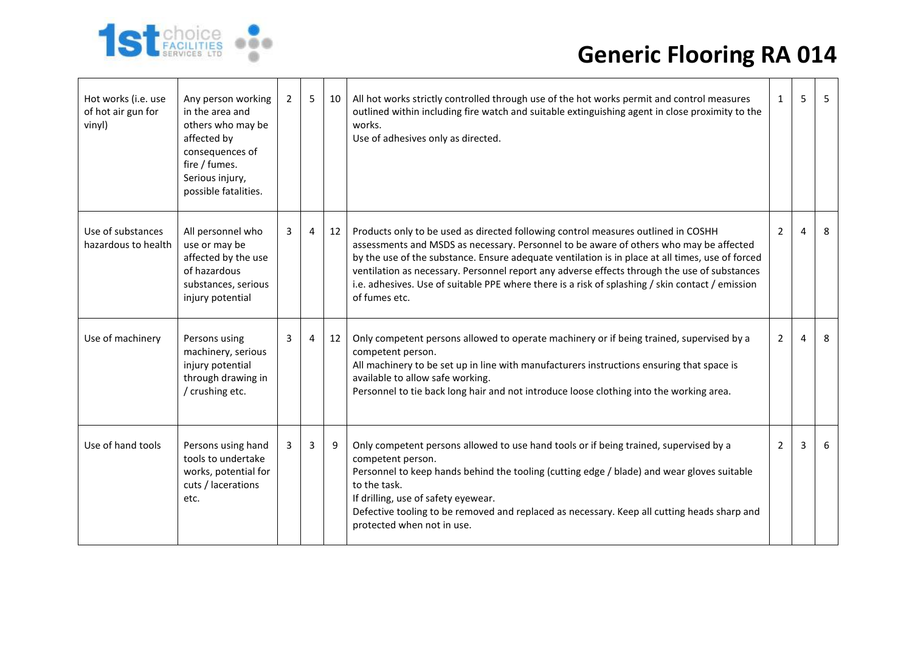# Generic Flooring RA 014

| | | | | | | | | |
|---|---|---|---|---|---|---|---|---|
| Hot works (i.e. use of hot air gun for vinyl) | Any person working in the area and others who may be affected by consequences of fire / fumes. Serious injury, possible fatalities. | 2 | 5 | 10 | All hot works strictly controlled through use of the hot works permit and control measures outlined within including fire watch and suitable extinguishing agent in close proximity to the works.<br>Use of adhesives only as directed. | 1 | 5 | 5 |
| Use of substances hazardous to health | All personnel who use or may be affected by the use of hazardous substances, serious injury potential | 3 | 4 | 12 | Products only to be used as directed following control measures outlined in COSHH assessments and MSDS as necessary. Personnel to be aware of others who may be affected by the use of the substance. Ensure adequate ventilation is in place at all times, use of forced ventilation as necessary. Personnel report any adverse effects through the use of substances i.e. adhesives. Use of suitable PPE where there is a risk of splashing / skin contact / emission of fumes etc. | 2 | 4 | 8 |
| Use of machinery | Persons using machinery, serious injury potential through drawing in / crushing etc. | 3 | 4 | 12 | Only competent persons allowed to operate machinery or if being trained, supervised by a competent person.<br>All machinery to be set up in line with manufacturers instructions ensuring that space is available to allow safe working.<br>Personnel to tie back long hair and not introduce loose clothing into the working area. | 2 | 4 | 8 |
| Use of hand tools | Persons using hand tools to undertake works, potential for cuts / lacerations etc. | 3 | 3 | 9 | Only competent persons allowed to use hand tools or if being trained, supervised by a competent person.<br>Personnel to keep hands behind the tooling (cutting edge / blade) and wear gloves suitable to the task.<br>If drilling, use of safety eyewear.<br>Defective tooling to be removed and replaced as necessary. Keep all cutting heads sharp and protected when not in use. | 2 | 3 | 6 |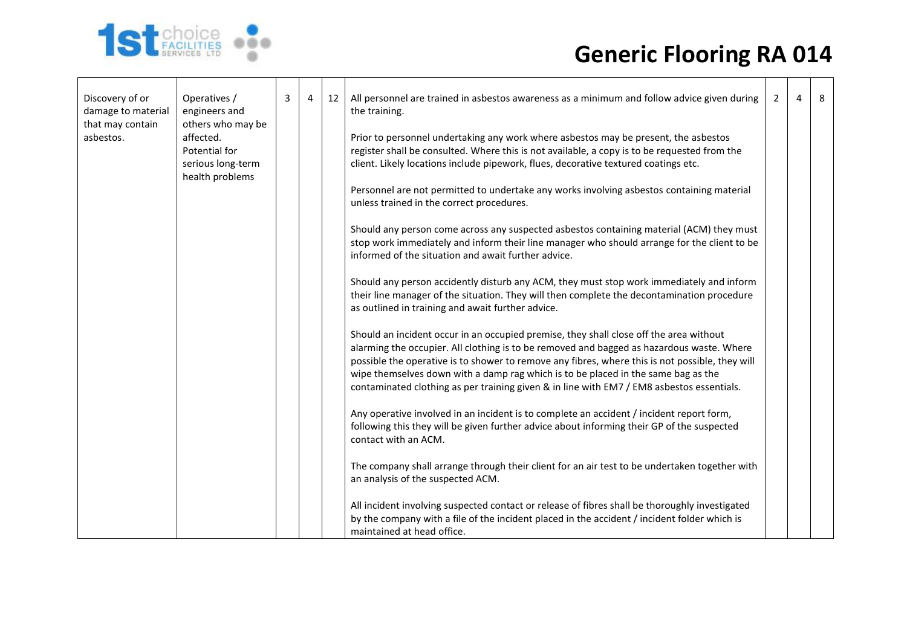# Generic Flooring RA 014

| | | | | | | | | |
|---|---|---|---|---|---|---|---|---|
| Discovery of or damage to material that may contain asbestos. | Operatives / engineers and others who may be affected. Potential for serious long-term health problems | 3 | 4 | 12 | All personnel are trained in asbestos awareness as a minimum and follow advice given during the training.<br><br>Prior to personnel undertaking any work where asbestos may be present, the asbestos register shall be consulted. Where this is not available, a copy is to be requested from the client. Likely locations include pipework, flues, decorative textured coatings etc.<br><br>Personnel are not permitted to undertake any works involving asbestos containing material unless trained in the correct procedures.<br><br>Should any person come across any suspected asbestos containing material (ACM) they must stop work immediately and inform their line manager who should arrange for the client to be informed of the situation and await further advice.<br><br>Should any person accidently disturb any ACM, they must stop work immediately and inform their line manager of the situation. They will then complete the decontamination procedure as outlined in training and await further advice.<br><br>Should an incident occur in an occupied premise, they shall close off the area without alarming the occupier. All clothing is to be removed and bagged as hazardous waste. Where possible the operative is to shower to remove any fibres, where this is not possible, they will wipe themselves down with a damp rag which is to be placed in the same bag as the contaminated clothing as per training given & in line with EM7 / EM8 asbestos essentials.<br><br>Any operative involved in an incident is to complete an accident / incident report form, following this they will be given further advice about informing their GP of the suspected contact with an ACM.<br><br>The company shall arrange through their client for an air test to be undertaken together with an analysis of the suspected ACM.<br><br>All incident involving suspected contact or release of fibres shall be thoroughly investigated by the company with a file of the incident placed in the accident / incident folder which is maintained at head office. | 2 | 4 | 8 |